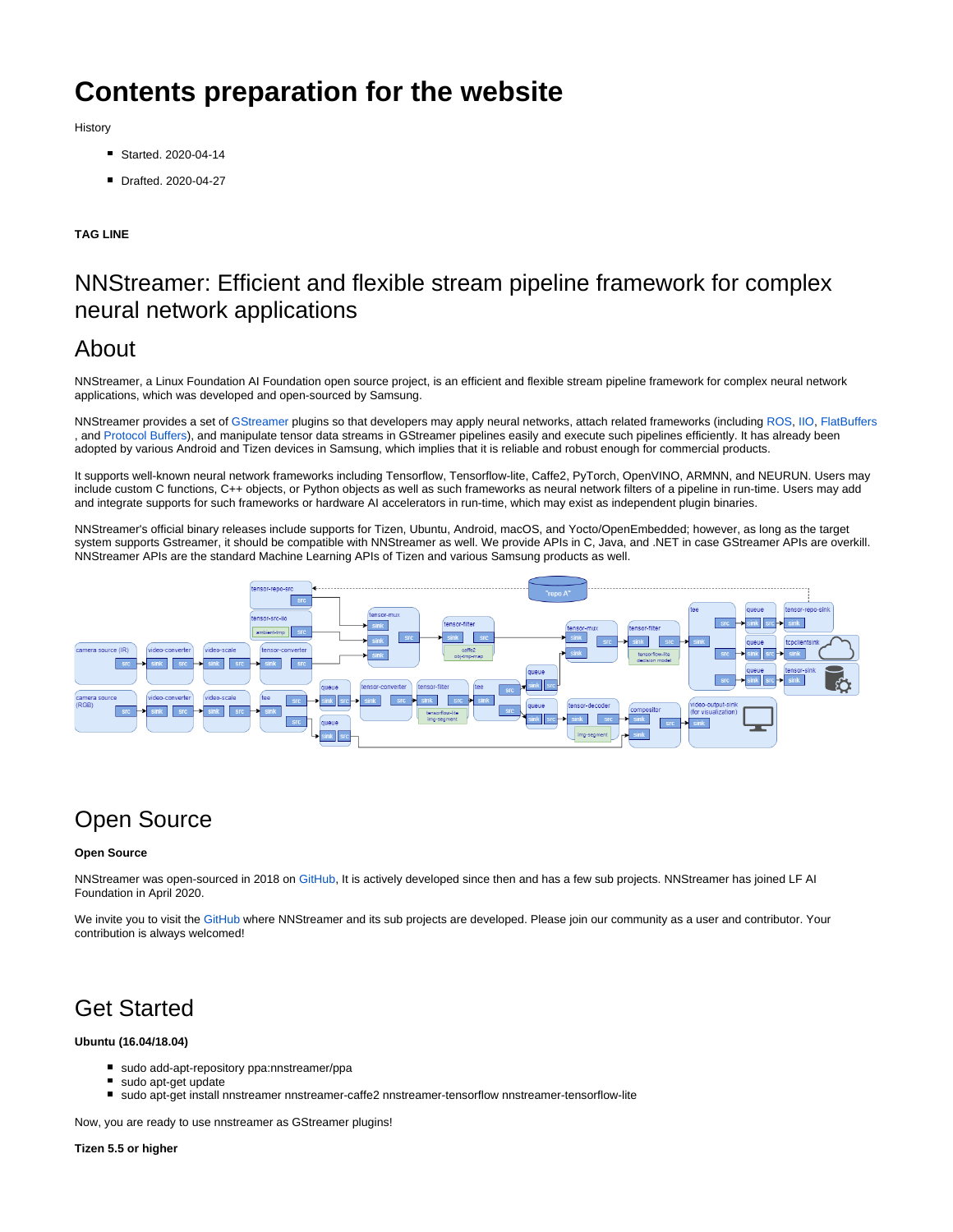# Contents preparation for the website

History

- Started. 2020-04-14
- Drafted. 2020-04-27

**TAG LINE**

## NNStreamer: Efficient and flexible stream pipeline framework for complex neural network applications

## About

NNStreamer, a Linux Foundation AI Foundation open source project, is an efficient and flexible stream pipeline framework for complex neural network applications, which was developed and open-sourced by Samsung.

NNStreamer provides a set of GStreamer plugins so that developers may apply neural networks, attach related frameworks (including ROS, IIO, FlatBuffers, and Protocol Buffers), and manipulate tensor data streams in GStreamer pipelines easily and execute such pipelines efficiently. It has already been adopted by various Android and Tizen devices in Samsung, which implies that it is reliable and robust enough for commercial products.

It supports well-known neural network frameworks including Tensorflow, Tensorflow-lite, Caffe2, PyTorch, OpenVINO, ARMNN, and NEURUN. Users may include custom C functions, C++ objects, or Python objects as well as such frameworks as neural network filters of a pipeline in run-time. Users may add and integrate supports for such frameworks or hardware AI accelerators in run-time, which may exist as independent plugin binaries.

NNStreamer's official binary releases include supports for Tizen, Ubuntu, Android, macOS, and Yocto/OpenEmbedded; however, as long as the target system supports Gstreamer, it should be compatible with NNStreamer as well. We provide APIs in C, Java, and .NET in case GStreamer APIs are overkill. NNStreamer APIs are the standard Machine Learning APIs of Tizen and various Samsung products as well.

## Open Source

**Open Source**

NNStreamer was open-sourced in 2018 on GitHub, It is actively developed since then and has a few sub projects. NNStreamer has joined LF AI Foundation in April 2020.

We invite you to visit the GitHub where NNStreamer and its sub projects are developed. Please join our community as a user and contributor. Your contribution is always welcomed!

## Get Started

**Ubuntu (16.04/18.04)**

- sudo add-apt-repository ppa:nnstreamer/ppa
- sudo apt-get update
- sudo apt-get install nnstreamer nnstreamer-caffe2 nnstreamer-tensorflow nnstreamer-tensorflow-lite

Now, you are ready to use nnstreamer as GStreamer plugins!

**Tizen 5.5 or higher**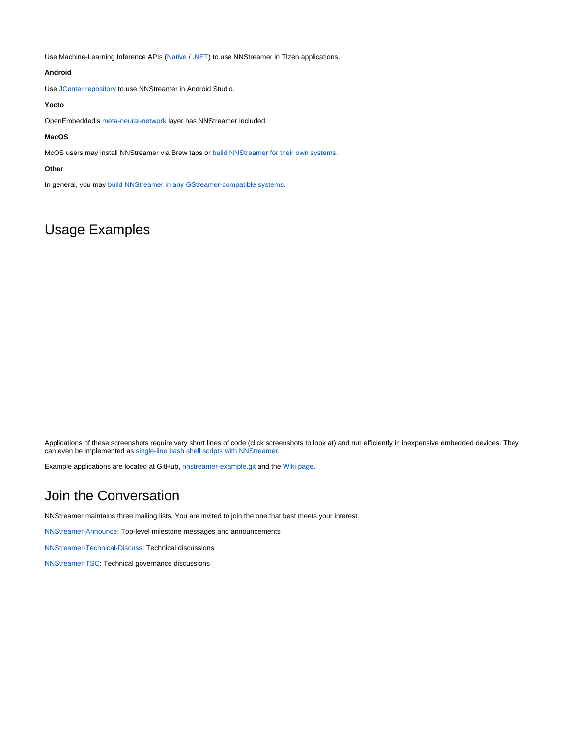Use Machine-Learning Inference APIs (Native / .NET) to use NNStreamer in TIzen applications.

**Android**

Use JCenter repository to use NNStreamer in Android Studio.

**Yocto**

OpenEmbedded's meta-neural-network layer has NNStreamer included.

**MacOS**

McOS users may install NNStreamer via Brew taps or build NNStreamer for their own systems.

**Other**

In general, you may build NNStreamer in any GStreamer-compatible systems.

## Usage Examples

Applications of these screenshots require very short lines of code (click screenshots to look at) and run efficiently in inexpensive embedded devices. They can even be implemented as single-line bash shell scripts with NNStreamer.

Example applications are located at GitHub, nnstreamer-example.git and the Wiki page.

## Join the Conversation

NNStreamer maintains three mailing lists. You are invited to join the one that best meets your interest.

NNStreamer-Announce: Top-level milestone messages and announcements

NNStreamer-Technical-Discuss: Technical discussions

NNStreamer-TSC: Technical governance discussions